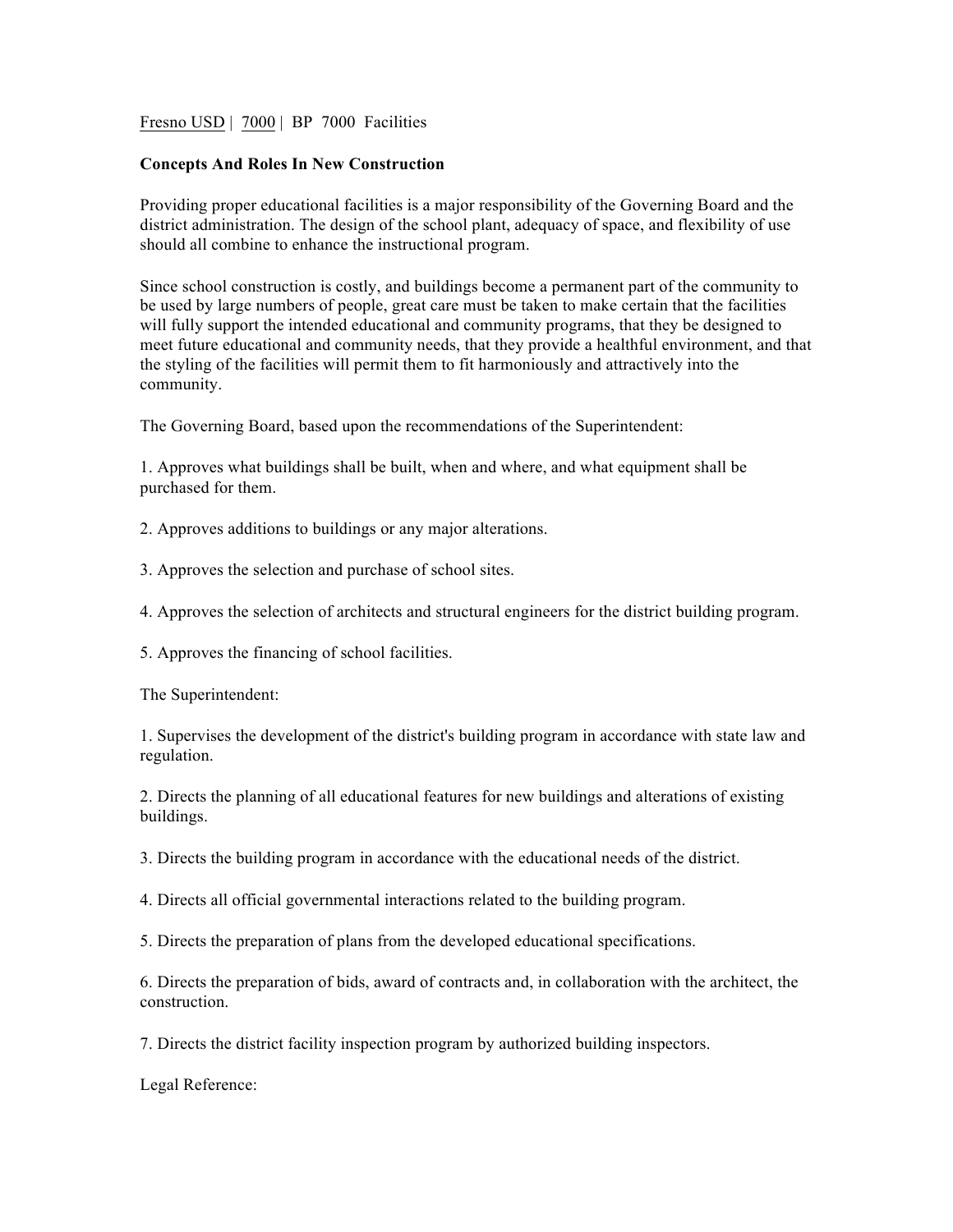Fresno USD | 7000 | BP 7000 Facilities

**Concepts And Roles In New Construction**

Providing proper educational facilities is a major responsibility of the Governing Board and the district administration. The design of the school plant, adequacy of space, and flexibility of use should all combine to enhance the instructional program.

Since school construction is costly, and buildings become a permanent part of the community to be used by large numbers of people, great care must be taken to make certain that the facilities will fully support the intended educational and community programs, that they be designed to meet future educational and community needs, that they provide a healthful environment, and that the styling of the facilities will permit them to fit harmoniously and attractively into the community.

The Governing Board, based upon the recommendations of the Superintendent:

1. Approves what buildings shall be built, when and where, and what equipment shall be purchased for them.

2. Approves additions to buildings or any major alterations.

3. Approves the selection and purchase of school sites.

4. Approves the selection of architects and structural engineers for the district building program.

5. Approves the financing of school facilities.

The Superintendent:

1. Supervises the development of the district's building program in accordance with state law and regulation.

2. Directs the planning of all educational features for new buildings and alterations of existing buildings.

3. Directs the building program in accordance with the educational needs of the district.

4. Directs all official governmental interactions related to the building program.

5. Directs the preparation of plans from the developed educational specifications.

6. Directs the preparation of bids, award of contracts and, in collaboration with the architect, the construction.

7. Directs the district facility inspection program by authorized building inspectors.

Legal Reference: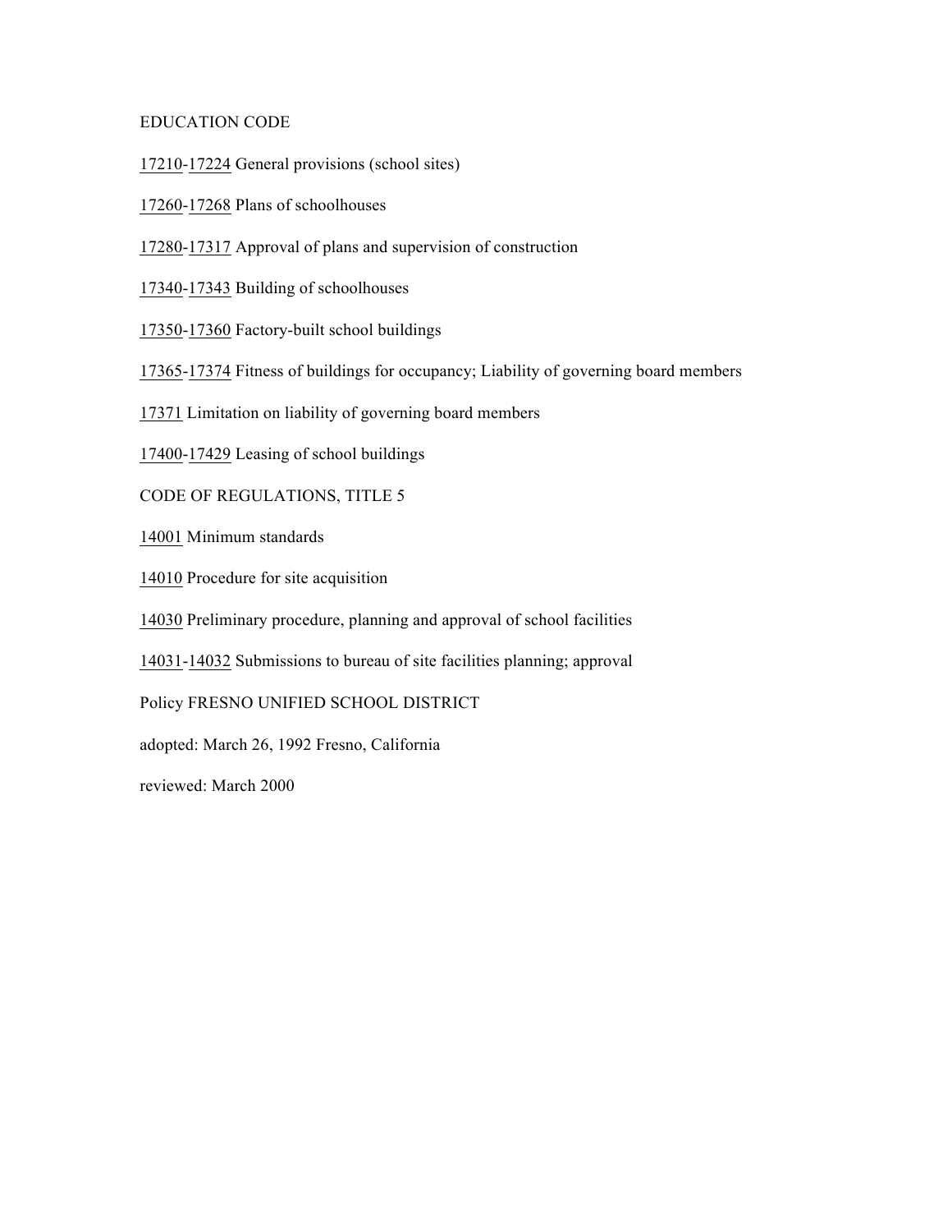EDUCATION CODE

17210-17224 General provisions (school sites)

17260-17268 Plans of schoolhouses

17280-17317 Approval of plans and supervision of construction

17340-17343 Building of schoolhouses

17350-17360 Factory-built school buildings

17365-17374 Fitness of buildings for occupancy; Liability of governing board members

17371 Limitation on liability of governing board members

17400-17429 Leasing of school buildings

CODE OF REGULATIONS, TITLE 5

14001 Minimum standards

14010 Procedure for site acquisition

14030 Preliminary procedure, planning and approval of school facilities

14031-14032 Submissions to bureau of site facilities planning; approval

Policy FRESNO UNIFIED SCHOOL DISTRICT

adopted: March 26, 1992 Fresno, California

reviewed: March 2000